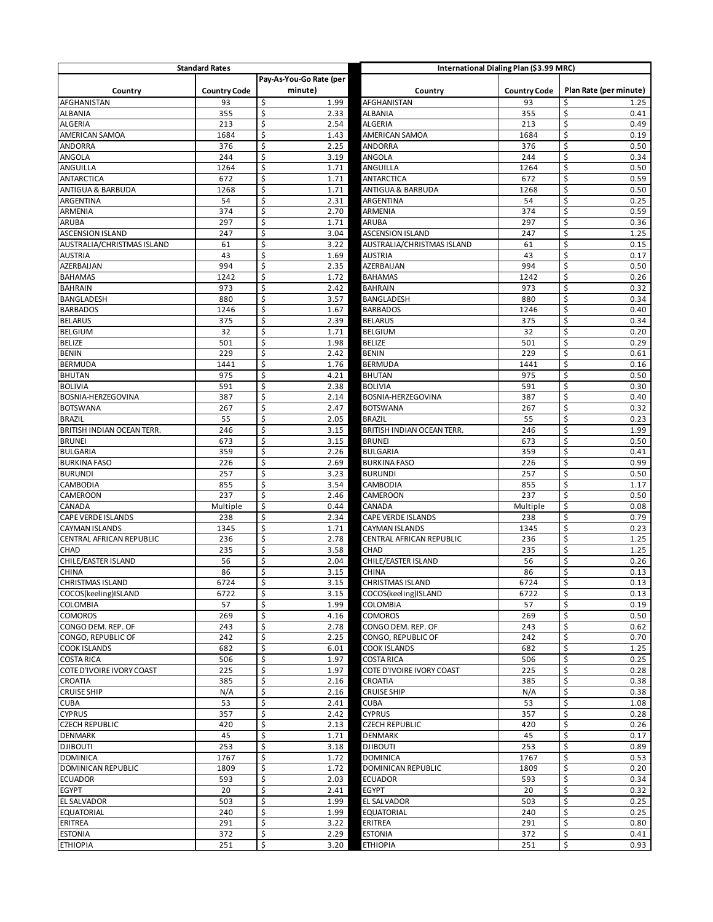| Standard Rates | | | International Dialing Plan ($3.99 MRC) | | |
|---|---|---|---|---|---|
| Country | Country Code | Pay-As-You-Go Rate (per minute) | Country | Country Code | Plan Rate (per minute) |
| AFGHANISTAN | 93 | $ 1.99 | AFGHANISTAN | 93 | $ 1.25 |
| ALBANIA | 355 | $ 2.33 | ALBANIA | 355 | $ 0.41 |
| ALGERIA | 213 | $ 2.54 | ALGERIA | 213 | $ 0.49 |
| AMERICAN SAMOA | 1684 | $ 1.43 | AMERICAN SAMOA | 1684 | $ 0.19 |
| ANDORRA | 376 | $ 2.25 | ANDORRA | 376 | $ 0.50 |
| ANGOLA | 244 | $ 3.19 | ANGOLA | 244 | $ 0.34 |
| ANGUILLA | 1264 | $ 1.71 | ANGUILLA | 1264 | $ 0.50 |
| ANTARCTICA | 672 | $ 1.71 | ANTARCTICA | 672 | $ 0.59 |
| ANTIGUA & BARBUDA | 1268 | $ 1.71 | ANTIGUA & BARBUDA | 1268 | $ 0.50 |
| ARGENTINA | 54 | $ 2.31 | ARGENTINA | 54 | $ 0.25 |
| ARMENIA | 374 | $ 2.70 | ARMENIA | 374 | $ 0.59 |
| ARUBA | 297 | $ 1.71 | ARUBA | 297 | $ 0.36 |
| ASCENSION ISLAND | 247 | $ 3.04 | ASCENSION ISLAND | 247 | $ 1.25 |
| AUSTRALIA/CHRISTMAS ISLAND | 61 | $ 3.22 | AUSTRALIA/CHRISTMAS ISLAND | 61 | $ 0.15 |
| AUSTRIA | 43 | $ 1.69 | AUSTRIA | 43 | $ 0.17 |
| AZERBAIJAN | 994 | $ 2.35 | AZERBAIJAN | 994 | $ 0.50 |
| BAHAMAS | 1242 | $ 1.72 | BAHAMAS | 1242 | $ 0.26 |
| BAHRAIN | 973 | $ 2.42 | BAHRAIN | 973 | $ 0.32 |
| BANGLADESH | 880 | $ 3.57 | BANGLADESH | 880 | $ 0.34 |
| BARBADOS | 1246 | $ 1.67 | BARBADOS | 1246 | $ 0.40 |
| BELARUS | 375 | $ 2.39 | BELARUS | 375 | $ 0.34 |
| BELGIUM | 32 | $ 1.71 | BELGIUM | 32 | $ 0.20 |
| BELIZE | 501 | $ 1.98 | BELIZE | 501 | $ 0.29 |
| BENIN | 229 | $ 2.42 | BENIN | 229 | $ 0.61 |
| BERMUDA | 1441 | $ 1.76 | BERMUDA | 1441 | $ 0.16 |
| BHUTAN | 975 | $ 4.21 | BHUTAN | 975 | $ 0.50 |
| BOLIVIA | 591 | $ 2.38 | BOLIVIA | 591 | $ 0.30 |
| BOSNIA-HERZEGOVINA | 387 | $ 2.14 | BOSNIA-HERZEGOVINA | 387 | $ 0.40 |
| BOTSWANA | 267 | $ 2.47 | BOTSWANA | 267 | $ 0.32 |
| BRAZIL | 55 | $ 2.05 | BRAZIL | 55 | $ 0.23 |
| BRITISH INDIAN OCEAN TERR. | 246 | $ 3.15 | BRITISH INDIAN OCEAN TERR. | 246 | $ 1.99 |
| BRUNEI | 673 | $ 3.15 | BRUNEI | 673 | $ 0.50 |
| BULGARIA | 359 | $ 2.26 | BULGARIA | 359 | $ 0.41 |
| BURKINA FASO | 226 | $ 2.69 | BURKINA FASO | 226 | $ 0.99 |
| BURUNDI | 257 | $ 3.23 | BURUNDI | 257 | $ 0.50 |
| CAMBODIA | 855 | $ 3.54 | CAMBODIA | 855 | $ 1.17 |
| CAMEROON | 237 | $ 2.46 | CAMEROON | 237 | $ 0.50 |
| CANADA | Multiple | $ 0.44 | CANADA | Multiple | $ 0.08 |
| CAPE VERDE ISLANDS | 238 | $ 2.34 | CAPE VERDE ISLANDS | 238 | $ 0.79 |
| CAYMAN ISLANDS | 1345 | $ 1.71 | CAYMAN ISLANDS | 1345 | $ 0.23 |
| CENTRAL AFRICAN REPUBLIC | 236 | $ 2.78 | CENTRAL AFRICAN REPUBLIC | 236 | $ 1.25 |
| CHAD | 235 | $ 3.58 | CHAD | 235 | $ 1.25 |
| CHILE/EASTER ISLAND | 56 | $ 2.04 | CHILE/EASTER ISLAND | 56 | $ 0.26 |
| CHINA | 86 | $ 3.15 | CHINA | 86 | $ 0.13 |
| CHRISTMAS ISLAND | 6724 | $ 3.15 | CHRISTMAS ISLAND | 6724 | $ 0.13 |
| COCOS(keeling)ISLAND | 6722 | $ 3.15 | COCOS(keeling)ISLAND | 6722 | $ 0.13 |
| COLOMBIA | 57 | $ 1.99 | COLOMBIA | 57 | $ 0.19 |
| COMOROS | 269 | $ 4.16 | COMOROS | 269 | $ 0.50 |
| CONGO DEM. REP. OF | 243 | $ 2.78 | CONGO DEM. REP. OF | 243 | $ 0.62 |
| CONGO, REPUBLIC OF | 242 | $ 2.25 | CONGO, REPUBLIC OF | 242 | $ 0.70 |
| COOK ISLANDS | 682 | $ 6.01 | COOK ISLANDS | 682 | $ 1.25 |
| COSTA RICA | 506 | $ 1.97 | COSTA RICA | 506 | $ 0.25 |
| COTE D'IVOIRE IVORY COAST | 225 | $ 1.97 | COTE D'IVOIRE IVORY COAST | 225 | $ 0.28 |
| CROATIA | 385 | $ 2.16 | CROATIA | 385 | $ 0.38 |
| CRUISE SHIP | N/A | $ 2.16 | CRUISE SHIP | N/A | $ 0.38 |
| CUBA | 53 | $ 2.41 | CUBA | 53 | $ 1.08 |
| CYPRUS | 357 | $ 2.42 | CYPRUS | 357 | $ 0.28 |
| CZECH REPUBLIC | 420 | $ 2.13 | CZECH REPUBLIC | 420 | $ 0.26 |
| DENMARK | 45 | $ 1.71 | DENMARK | 45 | $ 0.17 |
| DJIBOUTI | 253 | $ 3.18 | DJIBOUTI | 253 | $ 0.89 |
| DOMINICA | 1767 | $ 1.72 | DOMINICA | 1767 | $ 0.53 |
| DOMINICAN REPUBLIC | 1809 | $ 1.72 | DOMINICAN REPUBLIC | 1809 | $ 0.20 |
| ECUADOR | 593 | $ 2.03 | ECUADOR | 593 | $ 0.34 |
| EGYPT | 20 | $ 2.41 | EGYPT | 20 | $ 0.32 |
| EL SALVADOR | 503 | $ 1.99 | EL SALVADOR | 503 | $ 0.25 |
| EQUATORIAL | 240 | $ 1.99 | EQUATORIAL | 240 | $ 0.25 |
| ERITREA | 291 | $ 3.22 | ERITREA | 291 | $ 0.80 |
| ESTONIA | 372 | $ 2.29 | ESTONIA | 372 | $ 0.41 |
| ETHIOPIA | 251 | $ 3.20 | ETHIOPIA | 251 | $ 0.93 |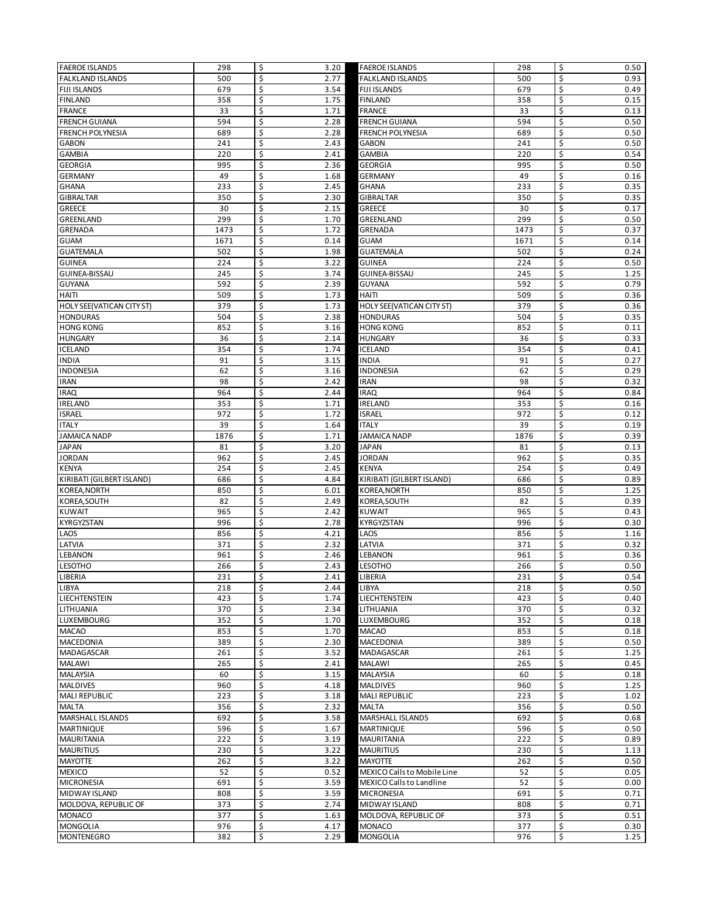| | | | |
|---|---|---|---|
| FAEROE ISLANDS | 298 | $ | 3.20 |
| FALKLAND ISLANDS | 500 | $ | 2.77 |
| FIJI ISLANDS | 679 | $ | 3.54 |
| FINLAND | 358 | $ | 1.75 |
| FRANCE | 33 | $ | 1.71 |
| FRENCH GUIANA | 594 | $ | 2.28 |
| FRENCH POLYNESIA | 689 | $ | 2.28 |
| GABON | 241 | $ | 2.43 |
| GAMBIA | 220 | $ | 2.41 |
| GEORGIA | 995 | $ | 2.36 |
| GERMANY | 49 | $ | 1.68 |
| GHANA | 233 | $ | 2.45 |
| GIBRALTAR | 350 | $ | 2.30 |
| GREECE | 30 | $ | 2.15 |
| GREENLAND | 299 | $ | 1.70 |
| GRENADA | 1473 | $ | 1.72 |
| GUAM | 1671 | $ | 0.14 |
| GUATEMALA | 502 | $ | 1.98 |
| GUINEA | 224 | $ | 3.22 |
| GUINEA-BISSAU | 245 | $ | 3.74 |
| GUYANA | 592 | $ | 2.39 |
| HAITI | 509 | $ | 1.73 |
| HOLY SEE(VATICAN CITY ST) | 379 | $ | 1.73 |
| HONDURAS | 504 | $ | 2.38 |
| HONG KONG | 852 | $ | 3.16 |
| HUNGARY | 36 | $ | 2.14 |
| ICELAND | 354 | $ | 1.74 |
| INDIA | 91 | $ | 3.15 |
| INDONESIA | 62 | $ | 3.16 |
| IRAN | 98 | $ | 2.42 |
| IRAQ | 964 | $ | 2.44 |
| IRELAND | 353 | $ | 1.71 |
| ISRAEL | 972 | $ | 1.72 |
| ITALY | 39 | $ | 1.64 |
| JAMAICA NADP | 1876 | $ | 1.71 |
| JAPAN | 81 | $ | 3.20 |
| JORDAN | 962 | $ | 2.45 |
| KENYA | 254 | $ | 2.45 |
| KIRIBATI (GILBERT ISLAND) | 686 | $ | 4.84 |
| KOREA,NORTH | 850 | $ | 6.01 |
| KOREA,SOUTH | 82 | $ | 2.49 |
| KUWAIT | 965 | $ | 2.42 |
| KYRGYZSTAN | 996 | $ | 2.78 |
| LAOS | 856 | $ | 4.21 |
| LATVIA | 371 | $ | 2.32 |
| LEBANON | 961 | $ | 2.46 |
| LESOTHO | 266 | $ | 2.43 |
| LIBERIA | 231 | $ | 2.41 |
| LIBYA | 218 | $ | 2.44 |
| LIECHTENSTEIN | 423 | $ | 1.74 |
| LITHUANIA | 370 | $ | 2.34 |
| LUXEMBOURG | 352 | $ | 1.70 |
| MACAO | 853 | $ | 1.70 |
| MACEDONIA | 389 | $ | 2.30 |
| MADAGASCAR | 261 | $ | 3.52 |
| MALAWI | 265 | $ | 2.41 |
| MALAYSIA | 60 | $ | 3.15 |
| MALDIVES | 960 | $ | 4.18 |
| MALI REPUBLIC | 223 | $ | 3.18 |
| MALTA | 356 | $ | 2.32 |
| MARSHALL ISLANDS | 692 | $ | 3.58 |
| MARTINIQUE | 596 | $ | 1.67 |
| MAURITANIA | 222 | $ | 3.19 |
| MAURITIUS | 230 | $ | 3.22 |
| MAYOTTE | 262 | $ | 3.22 |
| MEXICO | 52 | $ | 0.52 |
| MICRONESIA | 691 | $ | 3.59 |
| MIDWAY ISLAND | 808 | $ | 3.59 |
| MOLDOVA, REPUBLIC OF | 373 | $ | 2.74 |
| MONACO | 377 | $ | 1.63 |
| MONGOLIA | 976 | $ | 4.17 |
| MONTENEGRO | 382 | $ | 2.29 |

| | | | |
|---|---|---|---|
| FAEROE ISLANDS | 298 | $ | 0.50 |
| FALKLAND ISLANDS | 500 | $ | 0.93 |
| FIJI ISLANDS | 679 | $ | 0.49 |
| FINLAND | 358 | $ | 0.15 |
| FRANCE | 33 | $ | 0.13 |
| FRENCH GUIANA | 594 | $ | 0.50 |
| FRENCH POLYNESIA | 689 | $ | 0.50 |
| GABON | 241 | $ | 0.50 |
| GAMBIA | 220 | $ | 0.54 |
| GEORGIA | 995 | $ | 0.50 |
| GERMANY | 49 | $ | 0.16 |
| GHANA | 233 | $ | 0.35 |
| GIBRALTAR | 350 | $ | 0.35 |
| GREECE | 30 | $ | 0.17 |
| GREENLAND | 299 | $ | 0.50 |
| GRENADA | 1473 | $ | 0.37 |
| GUAM | 1671 | $ | 0.14 |
| GUATEMALA | 502 | $ | 0.24 |
| GUINEA | 224 | $ | 0.50 |
| GUINEA-BISSAU | 245 | $ | 1.25 |
| GUYANA | 592 | $ | 0.79 |
| HAITI | 509 | $ | 0.36 |
| HOLY SEE(VATICAN CITY ST) | 379 | $ | 0.36 |
| HONDURAS | 504 | $ | 0.35 |
| HONG KONG | 852 | $ | 0.11 |
| HUNGARY | 36 | $ | 0.33 |
| ICELAND | 354 | $ | 0.41 |
| INDIA | 91 | $ | 0.27 |
| INDONESIA | 62 | $ | 0.29 |
| IRAN | 98 | $ | 0.32 |
| IRAQ | 964 | $ | 0.84 |
| IRELAND | 353 | $ | 0.16 |
| ISRAEL | 972 | $ | 0.12 |
| ITALY | 39 | $ | 0.19 |
| JAMAICA NADP | 1876 | $ | 0.39 |
| JAPAN | 81 | $ | 0.13 |
| JORDAN | 962 | $ | 0.35 |
| KENYA | 254 | $ | 0.49 |
| KIRIBATI (GILBERT ISLAND) | 686 | $ | 0.89 |
| KOREA,NORTH | 850 | $ | 1.25 |
| KOREA,SOUTH | 82 | $ | 0.39 |
| KUWAIT | 965 | $ | 0.43 |
| KYRGYZSTAN | 996 | $ | 0.30 |
| LAOS | 856 | $ | 1.16 |
| LATVIA | 371 | $ | 0.32 |
| LEBANON | 961 | $ | 0.36 |
| LESOTHO | 266 | $ | 0.50 |
| LIBERIA | 231 | $ | 0.54 |
| LIBYA | 218 | $ | 0.50 |
| LIECHTENSTEIN | 423 | $ | 0.40 |
| LITHUANIA | 370 | $ | 0.32 |
| LUXEMBOURG | 352 | $ | 0.18 |
| MACAO | 853 | $ | 0.18 |
| MACEDONIA | 389 | $ | 0.50 |
| MADAGASCAR | 261 | $ | 1.25 |
| MALAWI | 265 | $ | 0.45 |
| MALAYSIA | 60 | $ | 0.18 |
| MALDIVES | 960 | $ | 1.25 |
| MALI REPUBLIC | 223 | $ | 1.02 |
| MALTA | 356 | $ | 0.50 |
| MARSHALL ISLANDS | 692 | $ | 0.68 |
| MARTINIQUE | 596 | $ | 0.50 |
| MAURITANIA | 222 | $ | 0.89 |
| MAURITIUS | 230 | $ | 1.13 |
| MAYOTTE | 262 | $ | 0.50 |
| MEXICO Calls to Mobile Line | 52 | $ | 0.05 |
| MEXICO Calls to Landline | 52 | $ | 0.00 |
| MICRONESIA | 691 | $ | 0.71 |
| MIDWAY ISLAND | 808 | $ | 0.71 |
| MOLDOVA, REPUBLIC OF | 373 | $ | 0.51 |
| MONACO | 377 | $ | 0.30 |
| MONGOLIA | 976 | $ | 1.25 |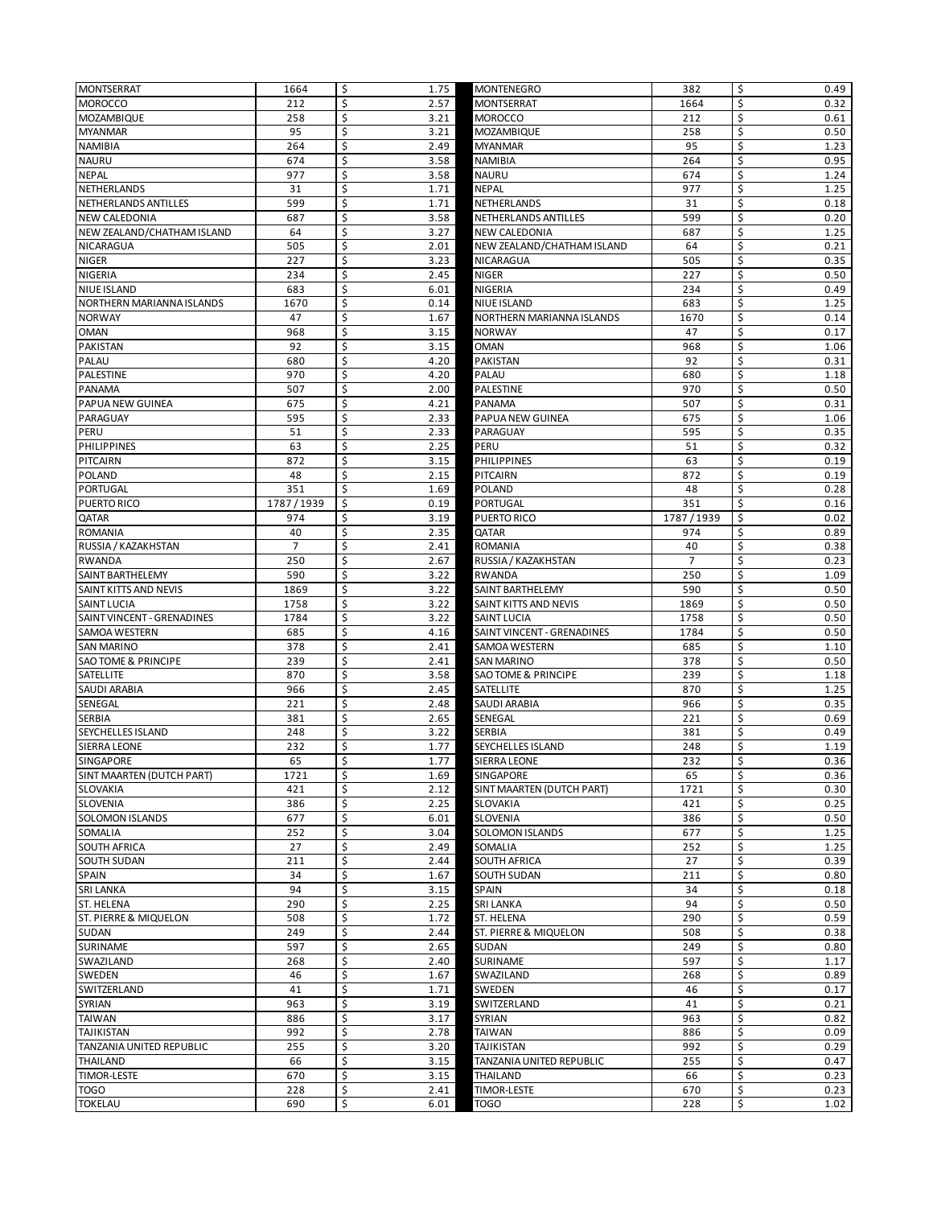| MONTSERRAT | 1664 | $ | 1.75 | MONTENEGRO | 382 | $ | 0.49 |
|---|---|---|---|---|---|---|---|
| MOROCCO | 212 | $ | 2.57 | MONTSERRAT | 1664 | $ | 0.32 |
| MOZAMBIQUE | 258 | $ | 3.21 | MOROCCO | 212 | $ | 0.61 |
| MYANMAR | 95 | $ | 3.21 | MOZAMBIQUE | 258 | $ | 0.50 |
| NAMIBIA | 264 | $ | 2.49 | MYANMAR | 95 | $ | 1.23 |
| NAURU | 674 | $ | 3.58 | NAMIBIA | 264 | $ | 0.95 |
| NEPAL | 977 | $ | 3.58 | NAURU | 674 | $ | 1.24 |
| NETHERLANDS | 31 | $ | 1.71 | NEPAL | 977 | $ | 1.25 |
| NETHERLANDS ANTILLES | 599 | $ | 1.71 | NETHERLANDS | 31 | $ | 0.18 |
| NEW CALEDONIA | 687 | $ | 3.58 | NETHERLANDS ANTILLES | 599 | $ | 0.20 |
| NEW ZEALAND/CHATHAM ISLAND | 64 | $ | 3.27 | NEW CALEDONIA | 687 | $ | 1.25 |
| NICARAGUA | 505 | $ | 2.01 | NEW ZEALAND/CHATHAM ISLAND | 64 | $ | 0.21 |
| NIGER | 227 | $ | 3.23 | NICARAGUA | 505 | $ | 0.35 |
| NIGERIA | 234 | $ | 2.45 | NIGER | 227 | $ | 0.50 |
| NIUE ISLAND | 683 | $ | 6.01 | NIGERIA | 234 | $ | 0.49 |
| NORTHERN MARIANNA ISLANDS | 1670 | $ | 0.14 | NIUE ISLAND | 683 | $ | 1.25 |
| NORWAY | 47 | $ | 1.67 | NORTHERN MARIANNA ISLANDS | 1670 | $ | 0.14 |
| OMAN | 968 | $ | 3.15 | NORWAY | 47 | $ | 0.17 |
| PAKISTAN | 92 | $ | 3.15 | OMAN | 968 | $ | 1.06 |
| PALAU | 680 | $ | 4.20 | PAKISTAN | 92 | $ | 0.31 |
| PALESTINE | 970 | $ | 4.20 | PALAU | 680 | $ | 1.18 |
| PANAMA | 507 | $ | 2.00 | PALESTINE | 970 | $ | 0.50 |
| PAPUA NEW GUINEA | 675 | $ | 4.21 | PANAMA | 507 | $ | 0.31 |
| PARAGUAY | 595 | $ | 2.33 | PAPUA NEW GUINEA | 675 | $ | 1.06 |
| PERU | 51 | $ | 2.33 | PARAGUAY | 595 | $ | 0.35 |
| PHILIPPINES | 63 | $ | 2.25 | PERU | 51 | $ | 0.32 |
| PITCAIRN | 872 | $ | 3.15 | PHILIPPINES | 63 | $ | 0.19 |
| POLAND | 48 | $ | 2.15 | PITCAIRN | 872 | $ | 0.19 |
| PORTUGAL | 351 | $ | 1.69 | POLAND | 48 | $ | 0.28 |
| PUERTO RICO | 1787 / 1939 | $ | 0.19 | PORTUGAL | 351 | $ | 0.16 |
| QATAR | 974 | $ | 3.19 | PUERTO RICO | 1787 / 1939 | $ | 0.02 |
| ROMANIA | 40 | $ | 2.35 | QATAR | 974 | $ | 0.89 |
| RUSSIA / KAZAKHSTAN | 7 | $ | 2.41 | ROMANIA | 40 | $ | 0.38 |
| RWANDA | 250 | $ | 2.67 | RUSSIA / KAZAKHSTAN | 7 | $ | 0.23 |
| SAINT BARTHELEMY | 590 | $ | 3.22 | RWANDA | 250 | $ | 1.09 |
| SAINT KITTS AND NEVIS | 1869 | $ | 3.22 | SAINT BARTHELEMY | 590 | $ | 0.50 |
| SAINT LUCIA | 1758 | $ | 3.22 | SAINT KITTS AND NEVIS | 1869 | $ | 0.50 |
| SAINT VINCENT - GRENADINES | 1784 | $ | 3.22 | SAINT LUCIA | 1758 | $ | 0.50 |
| SAMOA WESTERN | 685 | $ | 4.16 | SAINT VINCENT - GRENADINES | 1784 | $ | 0.50 |
| SAN MARINO | 378 | $ | 2.41 | SAMOA WESTERN | 685 | $ | 1.10 |
| SAO TOME & PRINCIPE | 239 | $ | 2.41 | SAN MARINO | 378 | $ | 0.50 |
| SATELLITE | 870 | $ | 3.58 | SAO TOME & PRINCIPE | 239 | $ | 1.18 |
| SAUDI ARABIA | 966 | $ | 2.45 | SATELLITE | 870 | $ | 1.25 |
| SENEGAL | 221 | $ | 2.48 | SAUDI ARABIA | 966 | $ | 0.35 |
| SERBIA | 381 | $ | 2.65 | SENEGAL | 221 | $ | 0.69 |
| SEYCHELLES ISLAND | 248 | $ | 3.22 | SERBIA | 381 | $ | 0.49 |
| SIERRA LEONE | 232 | $ | 1.77 | SEYCHELLES ISLAND | 248 | $ | 1.19 |
| SINGAPORE | 65 | $ | 1.77 | SIERRA LEONE | 232 | $ | 0.36 |
| SINT MAARTEN (DUTCH PART) | 1721 | $ | 1.69 | SINGAPORE | 65 | $ | 0.36 |
| SLOVAKIA | 421 | $ | 2.12 | SINT MAARTEN (DUTCH PART) | 1721 | $ | 0.30 |
| SLOVENIA | 386 | $ | 2.25 | SLOVAKIA | 421 | $ | 0.25 |
| SOLOMON ISLANDS | 677 | $ | 6.01 | SLOVENIA | 386 | $ | 0.50 |
| SOMALIA | 252 | $ | 3.04 | SOLOMON ISLANDS | 677 | $ | 1.25 |
| SOUTH AFRICA | 27 | $ | 2.49 | SOMALIA | 252 | $ | 1.25 |
| SOUTH SUDAN | 211 | $ | 2.44 | SOUTH AFRICA | 27 | $ | 0.39 |
| SPAIN | 34 | $ | 1.67 | SOUTH SUDAN | 211 | $ | 0.80 |
| SRI LANKA | 94 | $ | 3.15 | SPAIN | 34 | $ | 0.18 |
| ST. HELENA | 290 | $ | 2.25 | SRI LANKA | 94 | $ | 0.50 |
| ST. PIERRE & MIQUELON | 508 | $ | 1.72 | ST. HELENA | 290 | $ | 0.59 |
| SUDAN | 249 | $ | 2.44 | ST. PIERRE & MIQUELON | 508 | $ | 0.38 |
| SURINAME | 597 | $ | 2.65 | SUDAN | 249 | $ | 0.80 |
| SWAZILAND | 268 | $ | 2.40 | SURINAME | 597 | $ | 1.17 |
| SWEDEN | 46 | $ | 1.67 | SWAZILAND | 268 | $ | 0.89 |
| SWITZERLAND | 41 | $ | 1.71 | SWEDEN | 46 | $ | 0.17 |
| SYRIAN | 963 | $ | 3.19 | SWITZERLAND | 41 | $ | 0.21 |
| TAIWAN | 886 | $ | 3.17 | SYRIAN | 963 | $ | 0.82 |
| TAJIKISTAN | 992 | $ | 2.78 | TAIWAN | 886 | $ | 0.09 |
| TANZANIA UNITED REPUBLIC | 255 | $ | 3.20 | TAJIKISTAN | 992 | $ | 0.29 |
| THAILAND | 66 | $ | 3.15 | TANZANIA UNITED REPUBLIC | 255 | $ | 0.47 |
| TIMOR-LESTE | 670 | $ | 3.15 | THAILAND | 66 | $ | 0.23 |
| TOGO | 228 | $ | 2.41 | TIMOR-LESTE | 670 | $ | 0.23 |
| TOKELAU | 690 | $ | 6.01 | TOGO | 228 | $ | 1.02 |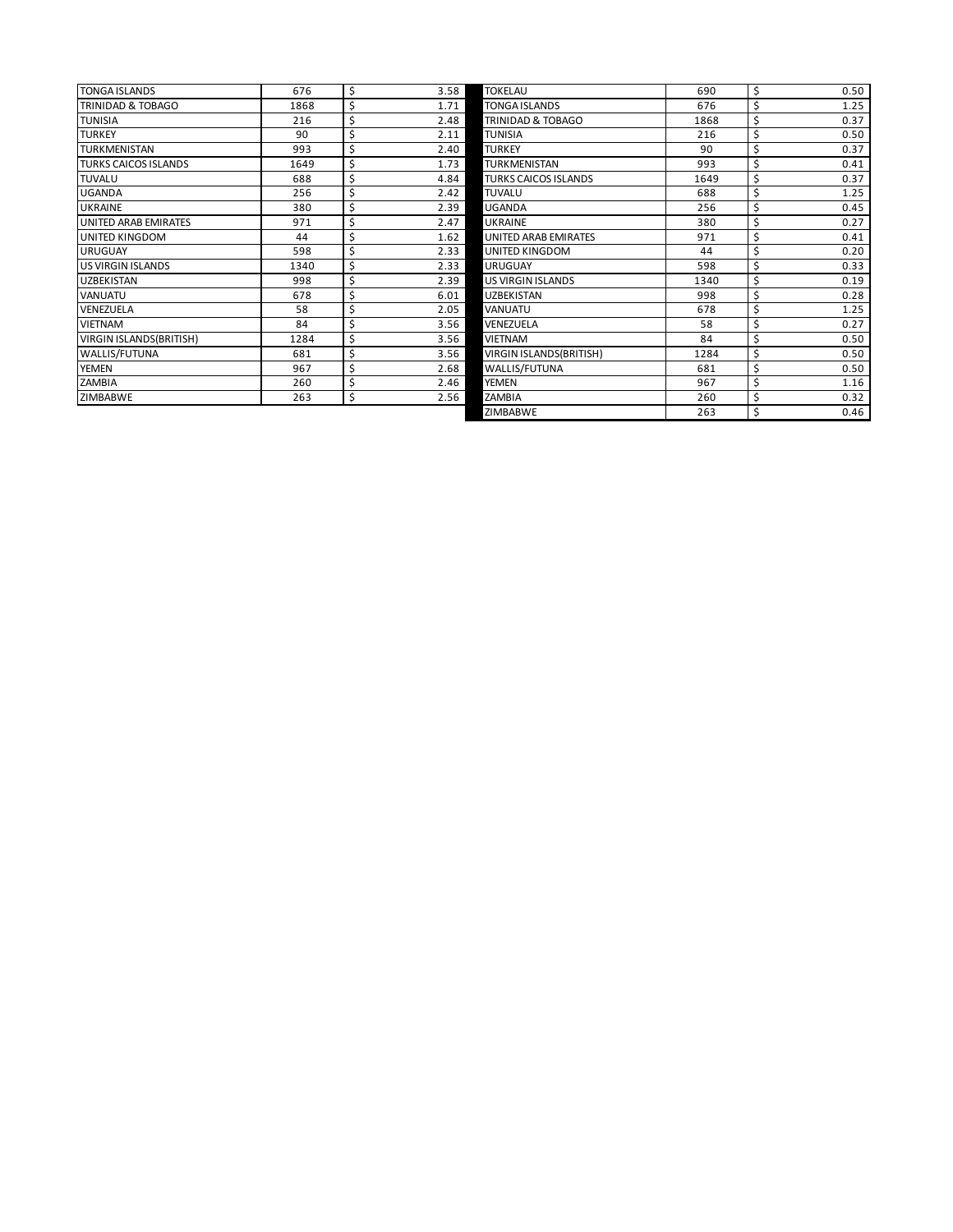| | | |
|---|---|---|
| TONGA ISLANDS | 676 | $ 3.58 |
| TRINIDAD & TOBAGO | 1868 | $ 1.71 |
| TUNISIA | 216 | $ 2.48 |
| TURKEY | 90 | $ 2.11 |
| TURKMENISTAN | 993 | $ 2.40 |
| TURKS CAICOS ISLANDS | 1649 | $ 1.73 |
| TUVALU | 688 | $ 4.84 |
| UGANDA | 256 | $ 2.42 |
| UKRAINE | 380 | $ 2.39 |
| UNITED ARAB EMIRATES | 971 | $ 2.47 |
| UNITED KINGDOM | 44 | $ 1.62 |
| URUGUAY | 598 | $ 2.33 |
| US VIRGIN ISLANDS | 1340 | $ 2.33 |
| UZBEKISTAN | 998 | $ 2.39 |
| VANUATU | 678 | $ 6.01 |
| VENEZUELA | 58 | $ 2.05 |
| VIETNAM | 84 | $ 3.56 |
| VIRGIN ISLANDS(BRITISH) | 1284 | $ 3.56 |
| WALLIS/FUTUNA | 681 | $ 3.56 |
| YEMEN | 967 | $ 2.68 |
| ZAMBIA | 260 | $ 2.46 |
| ZIMBABWE | 263 | $ 2.56 |

| | | |
|---|---|---|
| TOKELAU | 690 | $ 0.50 |
| TONGA ISLANDS | 676 | $ 1.25 |
| TRINIDAD & TOBAGO | 1868 | $ 0.37 |
| TUNISIA | 216 | $ 0.50 |
| TURKEY | 90 | $ 0.37 |
| TURKMENISTAN | 993 | $ 0.41 |
| TURKS CAICOS ISLANDS | 1649 | $ 0.37 |
| TUVALU | 688 | $ 1.25 |
| UGANDA | 256 | $ 0.45 |
| UKRAINE | 380 | $ 0.27 |
| UNITED ARAB EMIRATES | 971 | $ 0.41 |
| UNITED KINGDOM | 44 | $ 0.20 |
| URUGUAY | 598 | $ 0.33 |
| US VIRGIN ISLANDS | 1340 | $ 0.19 |
| UZBEKISTAN | 998 | $ 0.28 |
| VANUATU | 678 | $ 1.25 |
| VENEZUELA | 58 | $ 0.27 |
| VIETNAM | 84 | $ 0.50 |
| VIRGIN ISLANDS(BRITISH) | 1284 | $ 0.50 |
| WALLIS/FUTUNA | 681 | $ 0.50 |
| YEMEN | 967 | $ 1.16 |
| ZAMBIA | 260 | $ 0.32 |
| ZIMBABWE | 263 | $ 0.46 |